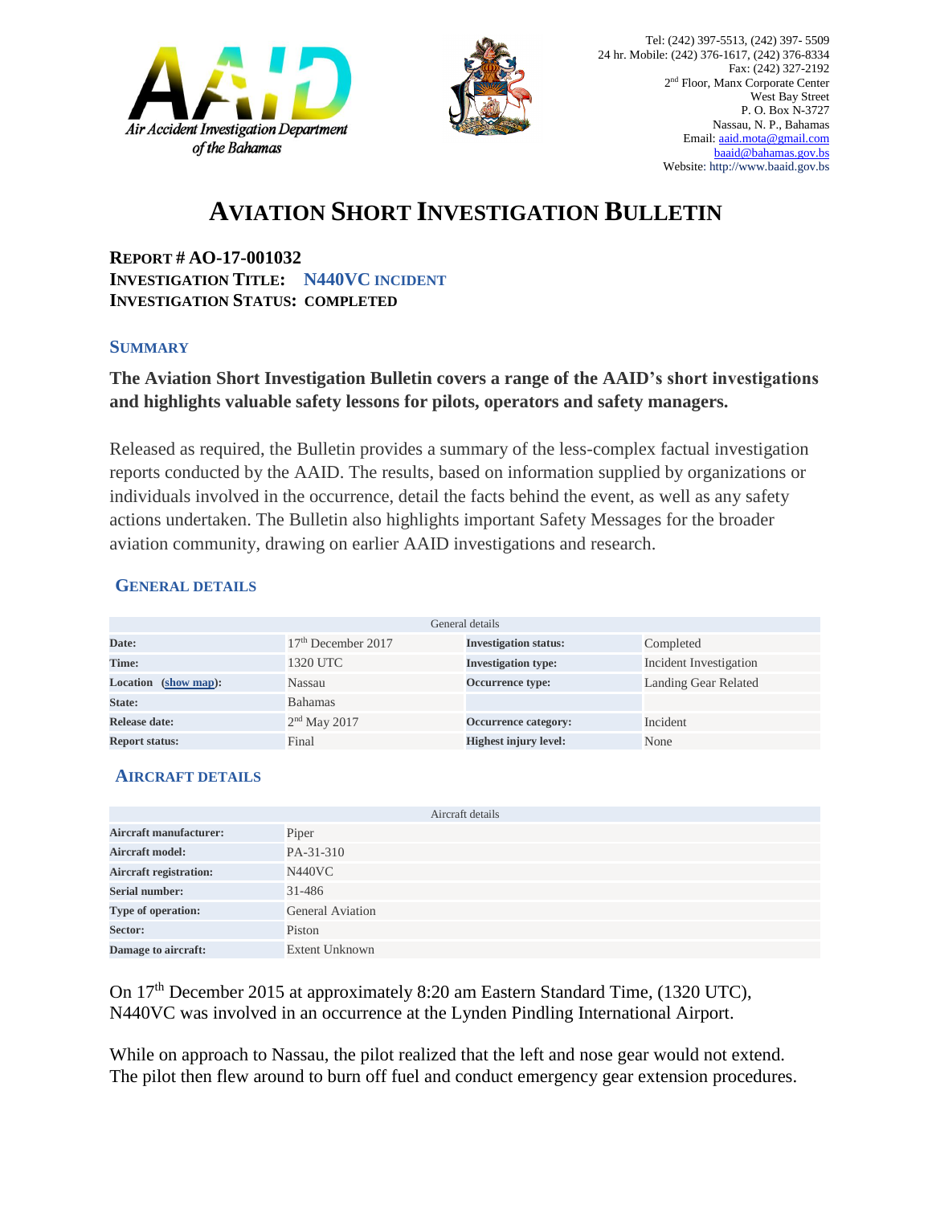Air Accident Investigation Department of the Bahamas

Tel: (242) 397-5513, (242) 397- 5509
24 hr. Mobile: (242) 376-1617, (242) 376-8334
Fax: (242) 327-2192
2nd Floor, Manx Corporate Center
West Bay Street
P. O. Box N-3727
Nassau, N. P., Bahamas
Email: aaid.mota@gmail.com
baaid@bahamas.gov.bs
Website: http://www.baaid.gov.bs

# AVIATION SHORT INVESTIGATION BULLETIN

**REPORT # AO-17-001032**
**INVESTIGATION TITLE: N440VC INCIDENT**
**INVESTIGATION STATUS: COMPLETED**

## SUMMARY

**The Aviation Short Investigation Bulletin covers a range of the AAID's short investigations and highlights valuable safety lessons for pilots, operators and safety managers.**

Released as required, the Bulletin provides a summary of the less-complex factual investigation reports conducted by the AAID. The results, based on information supplied by organizations or individuals involved in the occurrence, detail the facts behind the event, as well as any safety actions undertaken. The Bulletin also highlights important Safety Messages for the broader aviation community, drawing on earlier AAID investigations and research.

## GENERAL DETAILS

| General details | | | |
|---|---|---|---|
| **Date:** | 17th December 2017 | **Investigation status:** | Completed |
| **Time:** | 1320 UTC | **Investigation type:** | Incident Investigation |
| **Location (show map):** | Nassau | **Occurrence type:** | Landing Gear Related |
| **State:** | Bahamas | | |
| **Release date:** | 2nd May 2017 | **Occurrence category:** | Incident |
| **Report status:** | Final | **Highest injury level:** | None |

## AIRCRAFT DETAILS

| Aircraft details | |
|---|---|
| **Aircraft manufacturer:** | Piper |
| **Aircraft model:** | PA-31-310 |
| **Aircraft registration:** | N440VC |
| **Serial number:** | 31-486 |
| **Type of operation:** | General Aviation |
| **Sector:** | Piston |
| **Damage to aircraft:** | Extent Unknown |

On 17th December 2015 at approximately 8:20 am Eastern Standard Time, (1320 UTC), N440VC was involved in an occurrence at the Lynden Pindling International Airport.

While on approach to Nassau, the pilot realized that the left and nose gear would not extend. The pilot then flew around to burn off fuel and conduct emergency gear extension procedures.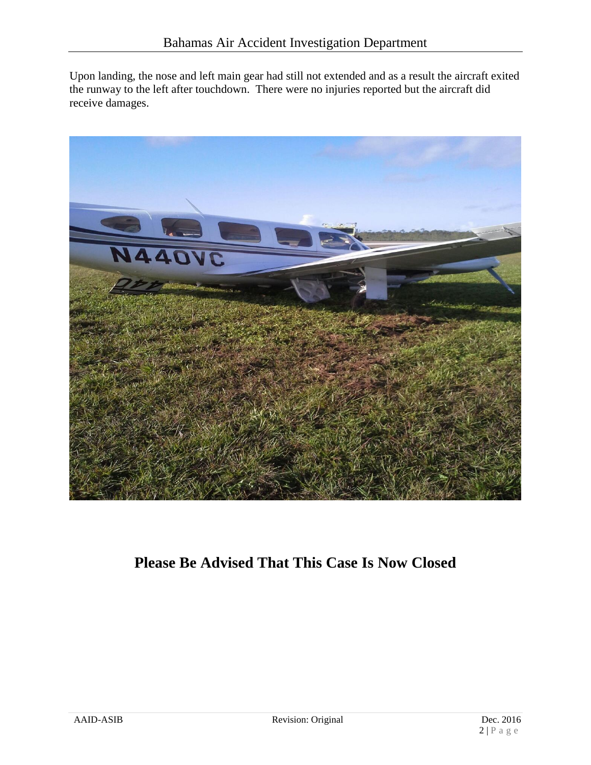Upon landing, the nose and left main gear had still not extended and as a result the aircraft exited the runway to the left after touchdown. There were no injuries reported but the aircraft did receive damages.

## Please Be Advised That This Case Is Now Closed